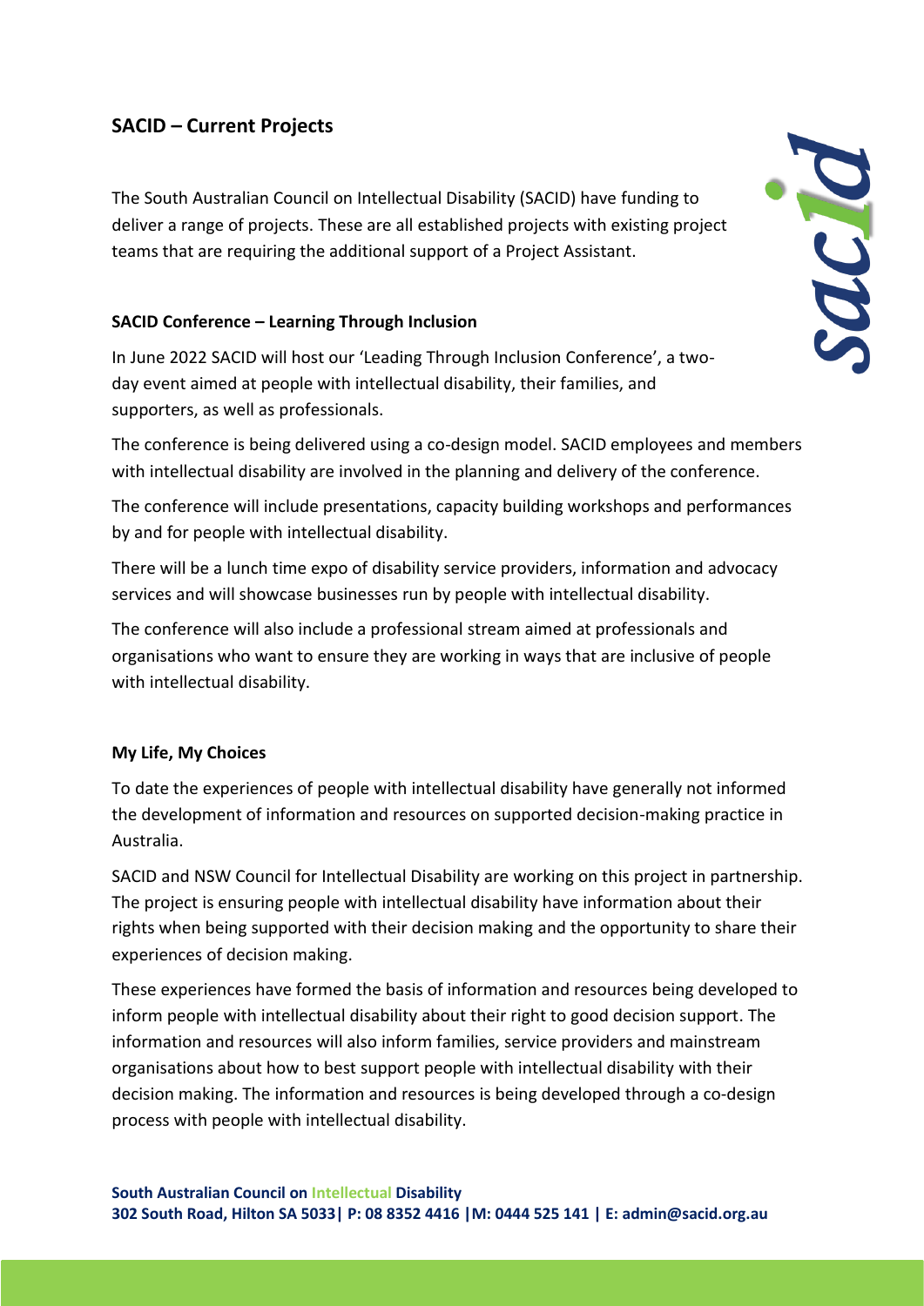## SACID – Current Projects

The South Australian Council on Intellectual Disability (SACID) have funding to deliver a range of projects. These are all established projects with existing project teams that are requiring the additional support of a Project Assistant.

### SACID Conference – Learning Through Inclusion

In June 2022 SACID will host our 'Leading Through Inclusion Conference', a two-day event aimed at people with intellectual disability, their families, and supporters, as well as professionals.

The conference is being delivered using a co-design model. SACID employees and members with intellectual disability are involved in the planning and delivery of the conference.

The conference will include presentations, capacity building workshops and performances by and for people with intellectual disability.

There will be a lunch time expo of disability service providers, information and advocacy services and will showcase businesses run by people with intellectual disability.

The conference will also include a professional stream aimed at professionals and organisations who want to ensure they are working in ways that are inclusive of people with intellectual disability.

### My Life, My Choices

To date the experiences of people with intellectual disability have generally not informed the development of information and resources on supported decision-making practice in Australia.

SACID and NSW Council for Intellectual Disability are working on this project in partnership. The project is ensuring people with intellectual disability have information about their rights when being supported with their decision making and the opportunity to share their experiences of decision making.

These experiences have formed the basis of information and resources being developed to inform people with intellectual disability about their right to good decision support. The information and resources will also inform families, service providers and mainstream organisations about how to best support people with intellectual disability with their decision making. The information and resources is being developed through a co-design process with people with intellectual disability.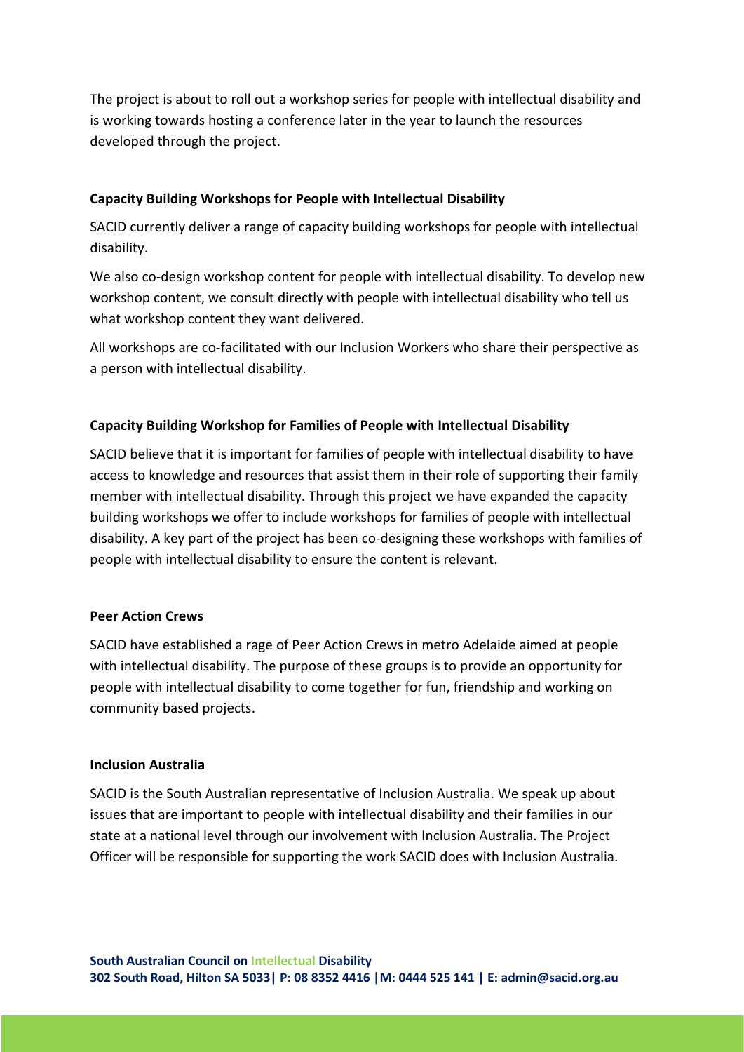The project is about to roll out a workshop series for people with intellectual disability and is working towards hosting a conference later in the year to launch the resources developed through the project.

**Capacity Building Workshops for People with Intellectual Disability**

SACID currently deliver a range of capacity building workshops for people with intellectual disability.

We also co-design workshop content for people with intellectual disability. To develop new workshop content, we consult directly with people with intellectual disability who tell us what workshop content they want delivered.

All workshops are co-facilitated with our Inclusion Workers who share their perspective as a person with intellectual disability.

**Capacity Building Workshop for Families of People with Intellectual Disability**

SACID believe that it is important for families of people with intellectual disability to have access to knowledge and resources that assist them in their role of supporting their family member with intellectual disability. Through this project we have expanded the capacity building workshops we offer to include workshops for families of people with intellectual disability. A key part of the project has been co-designing these workshops with families of people with intellectual disability to ensure the content is relevant.

**Peer Action Crews**

SACID have established a rage of Peer Action Crews in metro Adelaide aimed at people with intellectual disability. The purpose of these groups is to provide an opportunity for people with intellectual disability to come together for fun, friendship and working on community based projects.

**Inclusion Australia**

SACID is the South Australian representative of Inclusion Australia. We speak up about issues that are important to people with intellectual disability and their families in our state at a national level through our involvement with Inclusion Australia. The Project Officer will be responsible for supporting the work SACID does with Inclusion Australia.